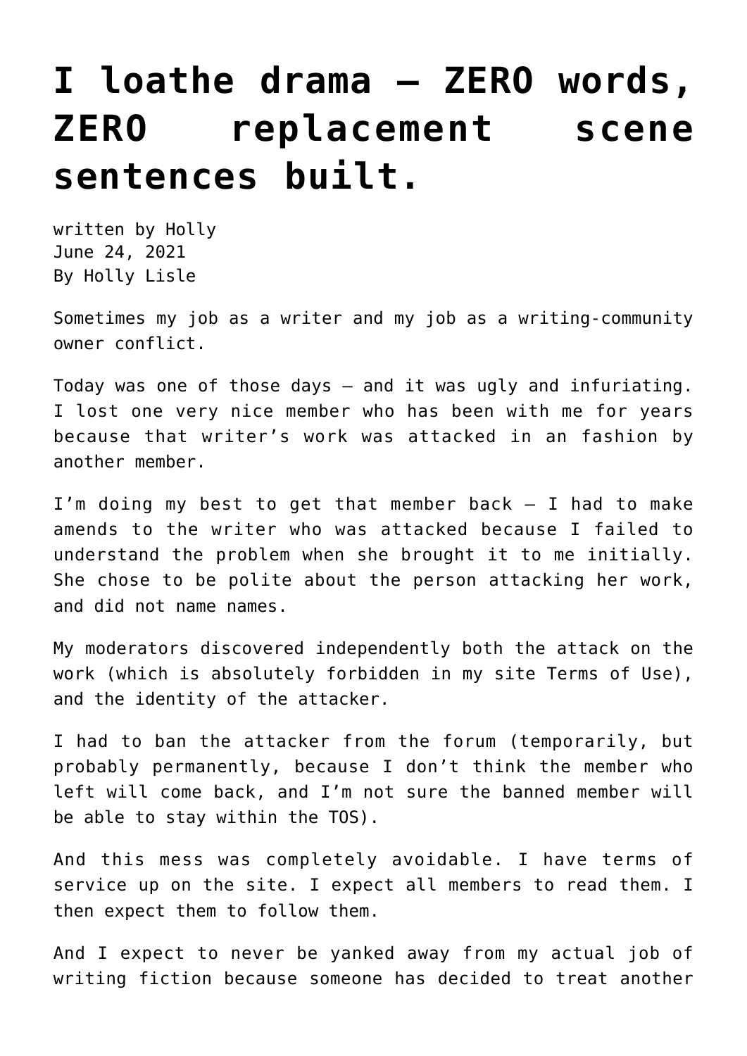# I loathe drama — ZERO words, ZERO replacement scene sentences built.

written by Holly
June 24, 2021
By Holly Lisle

Sometimes my job as a writer and my job as a writing-community owner conflict.

Today was one of those days — and it was ugly and infuriating. I lost one very nice member who has been with me for years because that writer's work was attacked in an fashion by another member.

I'm doing my best to get that member back — I had to make amends to the writer who was attacked because I failed to understand the problem when she brought it to me initially. She chose to be polite about the person attacking her work, and did not name names.

My moderators discovered independently both the attack on the work (which is absolutely forbidden in my site Terms of Use), and the identity of the attacker.

I had to ban the attacker from the forum (temporarily, but probably permanently, because I don't think the member who left will come back, and I'm not sure the banned member will be able to stay within the TOS).

And this mess was completely avoidable. I have terms of service up on the site. I expect all members to read them. I then expect them to follow them.

And I expect to never be yanked away from my actual job of writing fiction because someone has decided to treat another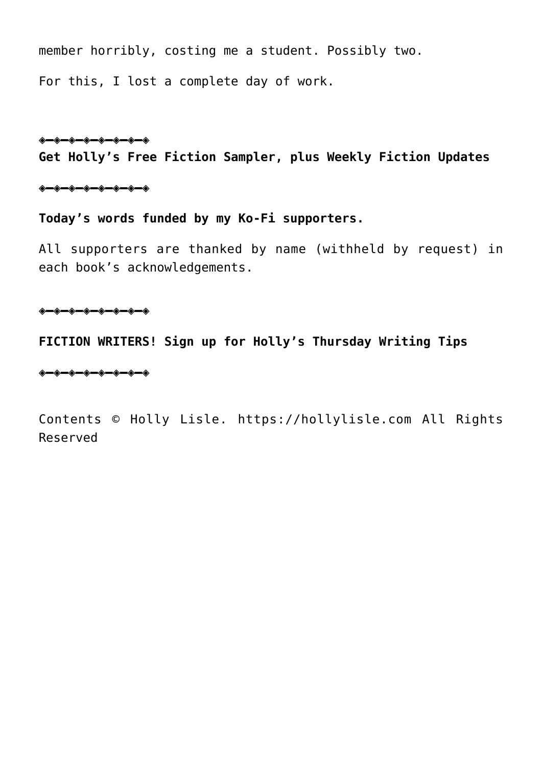member horribly, costing me a student. Possibly two.

For this, I lost a complete day of work.

◈━◈━◈━◈━◈━◈━◈━◈

**Get Holly’s Free Fiction Sampler, plus Weekly Fiction Updates**

◈━◈━◈━◈━◈━◈━◈━◈

**Today’s words funded by my Ko-Fi supporters.**

All supporters are thanked by name (withheld by request) in each book’s acknowledgements.

◈━◈━◈━◈━◈━◈━◈━◈

**FICTION WRITERS! Sign up for Holly’s Thursday Writing Tips**

◈━◈━◈━◈━◈━◈━◈━◈

Contents © Holly Lisle. https://hollylisle.com All Rights Reserved